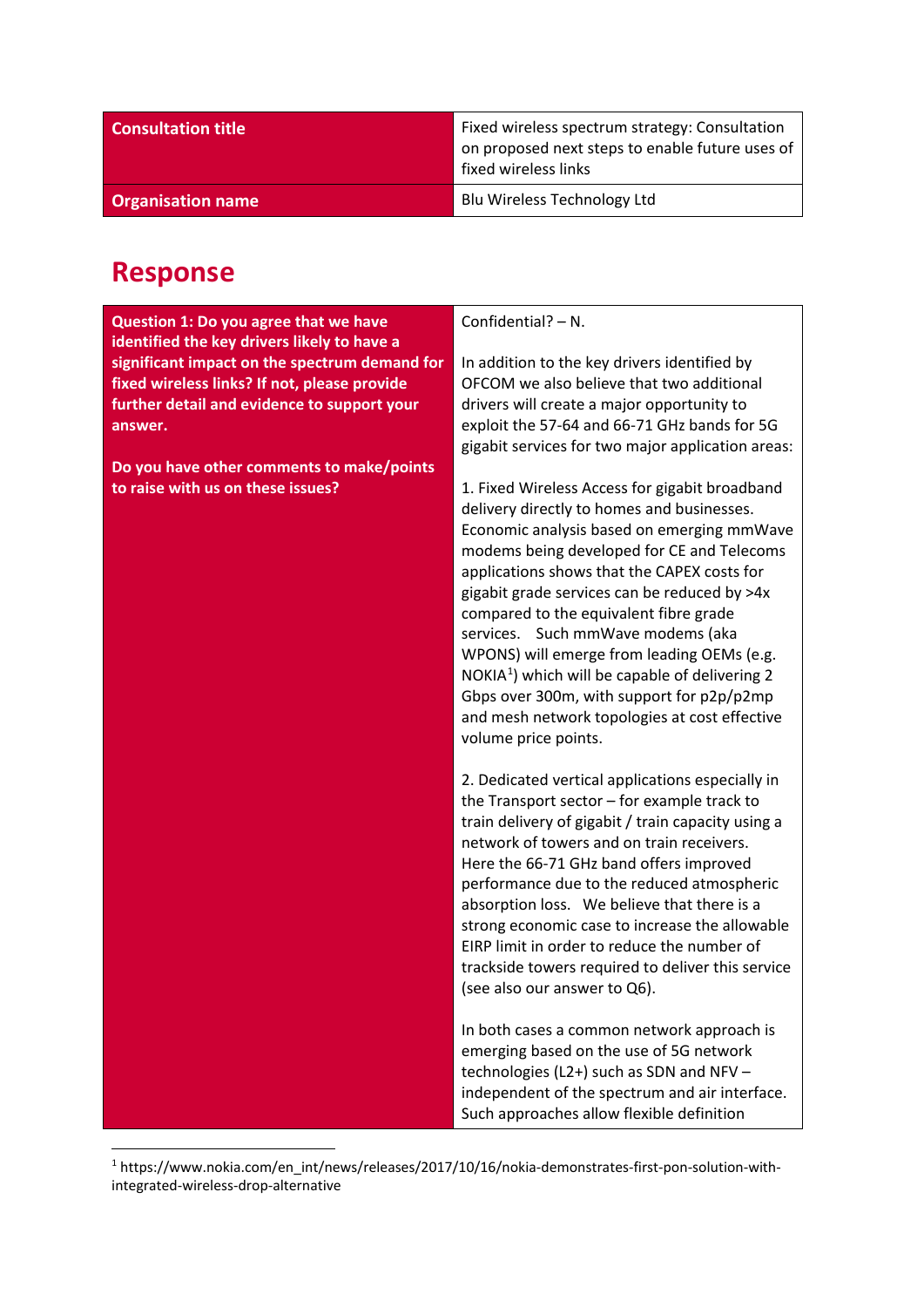| Consultation title | Fixed wireless spectrum strategy: Consultation on proposed next steps to enable future uses of fixed wireless links |
| --- | --- |
| Organisation name | Blu Wireless Technology Ltd |

# Response

| Question 1: Do you agree that we have identified the key drivers likely to have a significant impact on the spectrum demand for fixed wireless links? If not, please provide further detail and evidence to support your answer.<br><br>Do you have other comments to make/points to raise with us on these issues? | Confidential? – N.<br><br>In addition to the key drivers identified by OFCOM we also believe that two additional drivers will create a major opportunity to exploit the 57-64 and 66-71 GHz bands for 5G gigabit services for two major application areas:<br><br>1. Fixed Wireless Access for gigabit broadband delivery directly to homes and businesses. Economic analysis based on emerging mmWave modems being developed for CE and Telecoms applications shows that the CAPEX costs for gigabit grade services can be reduced by >4x compared to the equivalent fibre grade services. Such mmWave modems (aka WPONS) will emerge from leading OEMs (e.g. NOKIA[1]) which will be capable of delivering 2 Gbps over 300m, with support for p2p/p2mp and mesh network topologies at cost effective volume price points.<br><br>2. Dedicated vertical applications especially in the Transport sector – for example track to train delivery of gigabit / train capacity using a network of towers and on train receivers. Here the 66-71 GHz band offers improved performance due to the reduced atmospheric absorption loss. We believe that there is a strong economic case to increase the allowable EIRP limit in order to reduce the number of trackside towers required to deliver this service (see also our answer to Q6).<br><br>In both cases a common network approach is emerging based on the use of 5G network technologies (L2+) such as SDN and NFV – independent of the spectrum and air interface. Such approaches allow flexible definition |

[1] https://www.nokia.com/en_int/news/releases/2017/10/16/nokia-demonstrates-first-pon-solution-with-integrated-wireless-drop-alternative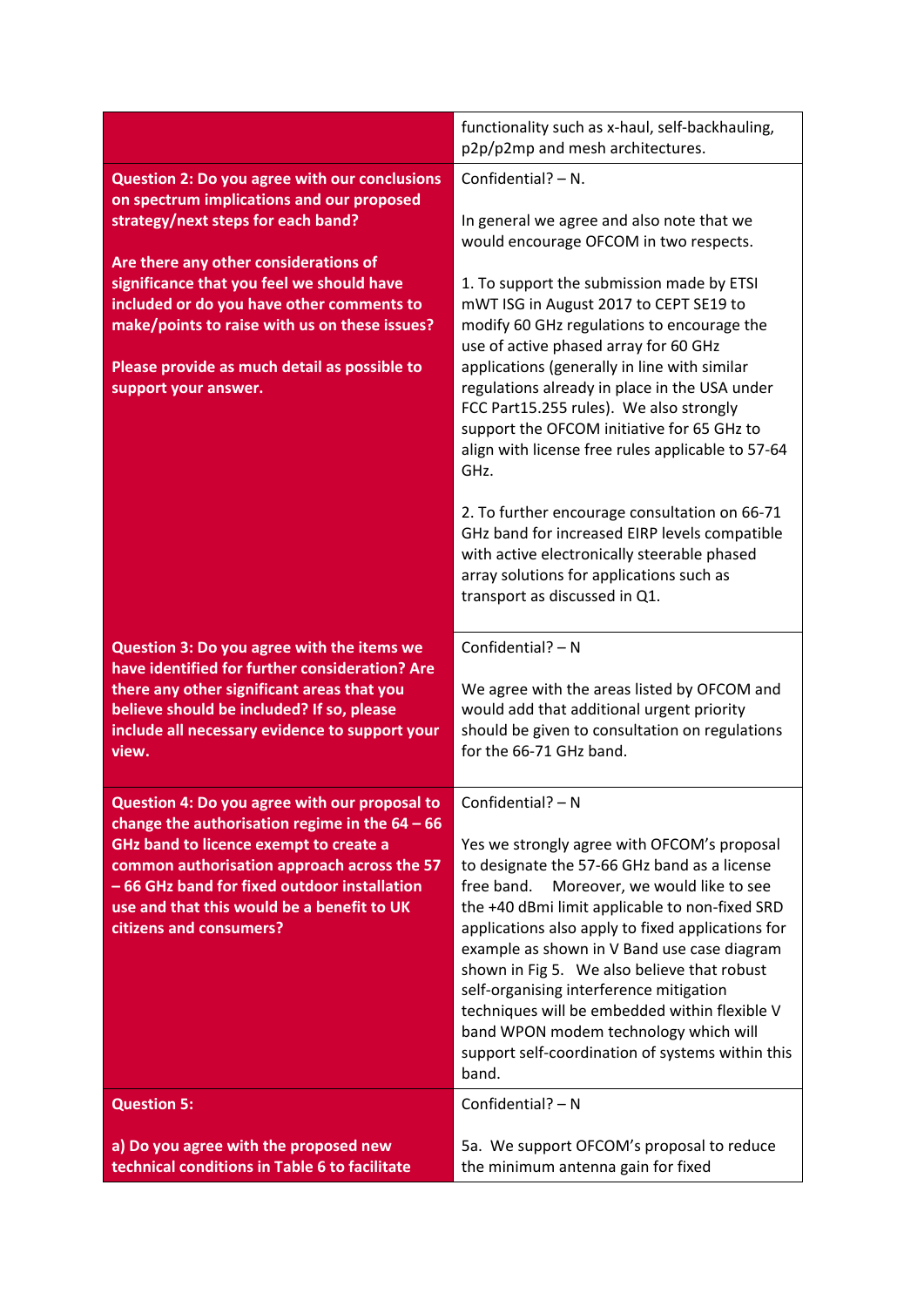| | |
|---|---|
| | functionality such as x-haul, self-backhauling, p2p/p2mp and mesh architectures. |
| **Question 2: Do you agree with our conclusions on spectrum implications and our proposed strategy/next steps for each band?**<br><br>**Are there any other considerations of significance that you feel we should have included or do you have other comments to make/points to raise with us on these issues?**<br><br>**Please provide as much detail as possible to support your answer.** | Confidential? – N.<br><br>In general we agree and also note that we would encourage OFCOM in two respects.<br><br>1. To support the submission made by ETSI mWT ISG in August 2017 to CEPT SE19 to modify 60 GHz regulations to encourage the use of active phased array for 60 GHz applications (generally in line with similar regulations already in place in the USA under FCC Part15.255 rules). We also strongly support the OFCOM initiative for 65 GHz to align with license free rules applicable to 57-64 GHz.<br><br>2. To further encourage consultation on 66-71 GHz band for increased EIRP levels compatible with active electronically steerable phased array solutions for applications such as transport as discussed in Q1. |
| **Question 3: Do you agree with the items we have identified for further consideration? Are there any other significant areas that you believe should be included? If so, please include all necessary evidence to support your view.** | Confidential? – N<br><br>We agree with the areas listed by OFCOM and would add that additional urgent priority should be given to consultation on regulations for the 66-71 GHz band. |
| **Question 4: Do you agree with our proposal to change the authorisation regime in the 64 – 66 GHz band to licence exempt to create a common authorisation approach across the 57 – 66 GHz band for fixed outdoor installation use and that this would be a benefit to UK citizens and consumers?** | Confidential? – N<br><br>Yes we strongly agree with OFCOM's proposal to designate the 57-66 GHz band as a license free band. Moreover, we would like to see the +40 dBmi limit applicable to non-fixed SRD applications also apply to fixed applications for example as shown in V Band use case diagram shown in Fig 5. We also believe that robust self-organising interference mitigation techniques will be embedded within flexible V band WPON modem technology which will support self-coordination of systems within this band. |
| **Question 5:**<br><br>**a) Do you agree with the proposed new technical conditions in Table 6 to facilitate** | Confidential? – N<br><br>5a. We support OFCOM's proposal to reduce the minimum antenna gain for fixed |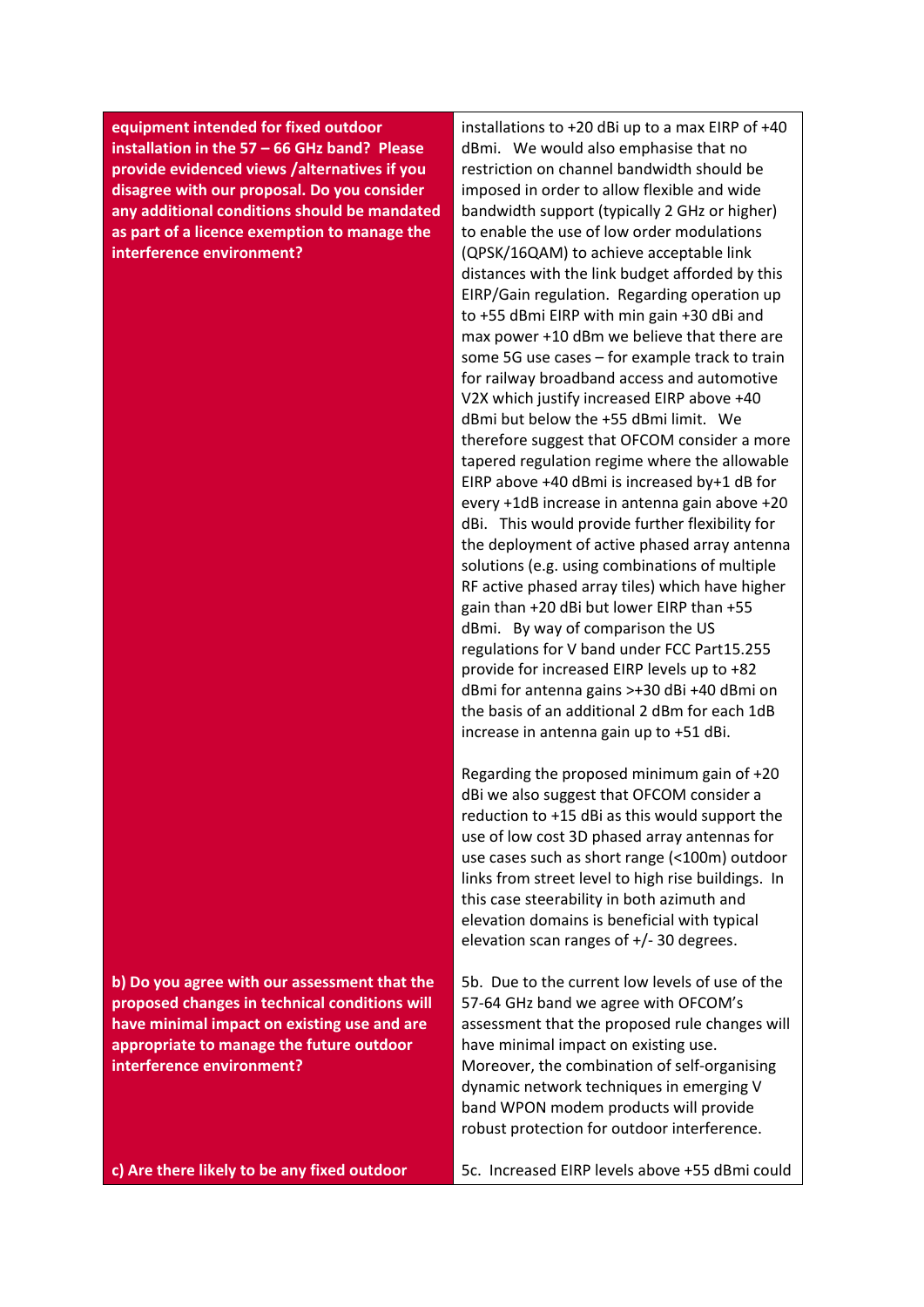| | |
|---|---|
| **equipment intended for fixed outdoor installation in the 57 – 66 GHz band? Please provide evidenced views /alternatives if you disagree with our proposal. Do you consider any additional conditions should be mandated as part of a licence exemption to manage the interference environment?** | installations to +20 dBi up to a max EIRP of +40 dBmi. We would also emphasise that no restriction on channel bandwidth should be imposed in order to allow flexible and wide bandwidth support (typically 2 GHz or higher) to enable the use of low order modulations (QPSK/16QAM) to achieve acceptable link distances with the link budget afforded by this EIRP/Gain regulation. Regarding operation up to +55 dBmi EIRP with min gain +30 dBi and max power +10 dBm we believe that there are some 5G use cases – for example track to train for railway broadband access and automotive V2X which justify increased EIRP above +40 dBmi but below the +55 dBmi limit. We therefore suggest that OFCOM consider a more tapered regulation regime where the allowable EIRP above +40 dBmi is increased by+1 dB for every +1dB increase in antenna gain above +20 dBi. This would provide further flexibility for the deployment of active phased array antenna solutions (e.g. using combinations of multiple RF active phased array tiles) which have higher gain than +20 dBi but lower EIRP than +55 dBmi. By way of comparison the US regulations for V band under FCC Part15.255 provide for increased EIRP levels up to +82 dBmi for antenna gains >+30 dBi +40 dBmi on the basis of an additional 2 dBm for each 1dB increase in antenna gain up to +51 dBi.<br><br>Regarding the proposed minimum gain of +20 dBi we also suggest that OFCOM consider a reduction to +15 dBi as this would support the use of low cost 3D phased array antennas for use cases such as short range (<100m) outdoor links from street level to high rise buildings. In this case steerability in both azimuth and elevation domains is beneficial with typical elevation scan ranges of +/- 30 degrees. |
| **b) Do you agree with our assessment that the proposed changes in technical conditions will have minimal impact on existing use and are appropriate to manage the future outdoor interference environment?** | 5b. Due to the current low levels of use of the 57-64 GHz band we agree with OFCOM's assessment that the proposed rule changes will have minimal impact on existing use. Moreover, the combination of self-organising dynamic network techniques in emerging V band WPON modem products will provide robust protection for outdoor interference. |
| **c) Are there likely to be any fixed outdoor** | 5c. Increased EIRP levels above +55 dBmi could |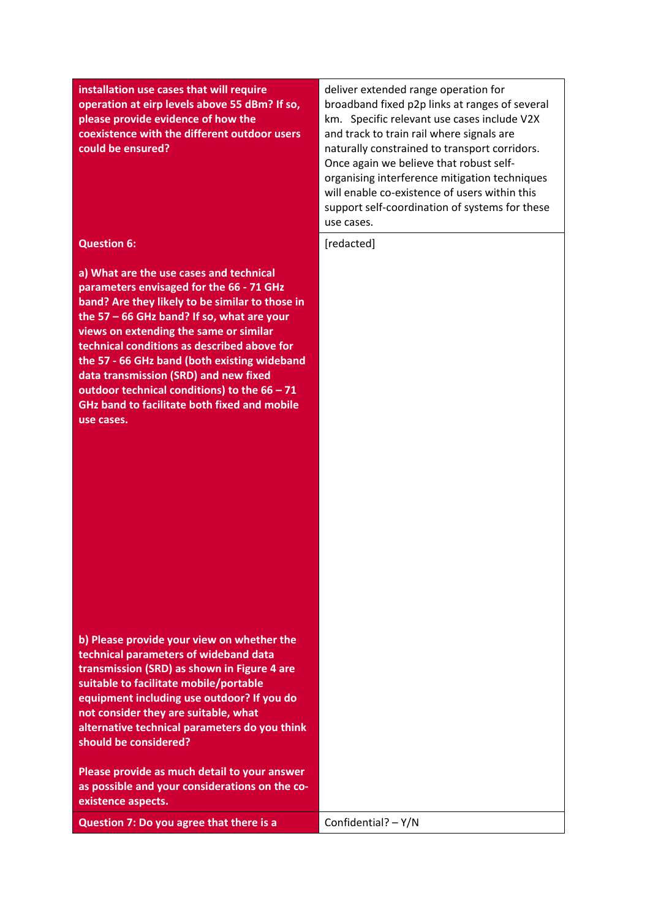| | |
|---|---|
| **installation use cases that will require operation at eirp levels above 55 dBm? If so, please provide evidence of how the coexistence with the different outdoor users could be ensured?** | deliver extended range operation for broadband fixed p2p links at ranges of several km. Specific relevant use cases include V2X and track to train rail where signals are naturally constrained to transport corridors. Once again we believe that robust self-organising interference mitigation techniques will enable co-existence of users within this support self-coordination of systems for these use cases. |
| **Question 6:**<br><br>**a) What are the use cases and technical parameters envisaged for the 66 - 71 GHz band? Are they likely to be similar to those in the 57 – 66 GHz band? If so, what are your views on extending the same or similar technical conditions as described above for the 57 - 66 GHz band (both existing wideband data transmission (SRD) and new fixed outdoor technical conditions) to the 66 – 71 GHz band to facilitate both fixed and mobile use cases.**<br><br>**b) Please provide your view on whether the technical parameters of wideband data transmission (SRD) as shown in Figure 4 are suitable to facilitate mobile/portable equipment including use outdoor? If you do not consider they are suitable, what alternative technical parameters do you think should be considered?**<br><br>**Please provide as much detail to your answer as possible and your considerations on the co-existence aspects.** | [redacted] |
| **Question 7: Do you agree that there is a** | Confidential? – Y/N |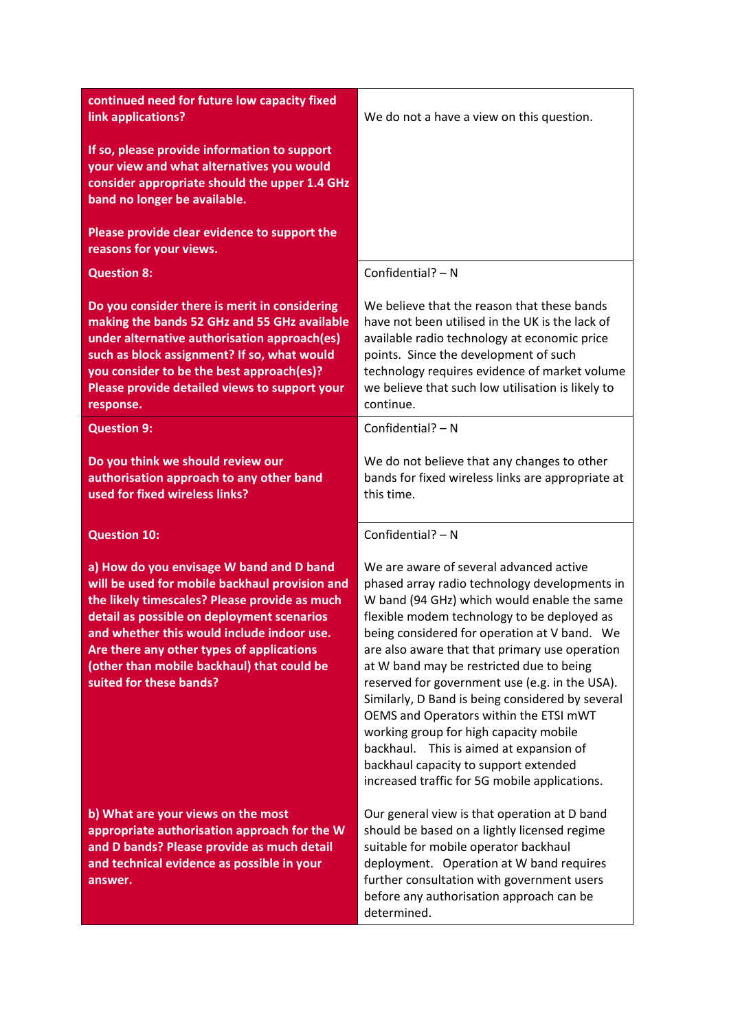| | |
|---|---|
| **continued need for future low capacity fixed link applications?**<br><br>**If so, please provide information to support your view and what alternatives you would consider appropriate should the upper 1.4 GHz band no longer be available.**<br><br>**Please provide clear evidence to support the reasons for your views.** | We do not a have a view on this question. |
| **Question 8:**<br><br>**Do you consider there is merit in considering making the bands 52 GHz and 55 GHz available under alternative authorisation approach(es) such as block assignment? If so, what would you consider to be the best approach(es)? Please provide detailed views to support your response.** | Confidential? – N<br><br>We believe that the reason that these bands have not been utilised in the UK is the lack of available radio technology at economic price points. Since the development of such technology requires evidence of market volume we believe that such low utilisation is likely to continue. |
| **Question 9:**<br><br>**Do you think we should review our authorisation approach to any other band used for fixed wireless links?** | Confidential? – N<br><br>We do not believe that any changes to other bands for fixed wireless links are appropriate at this time. |
| **Question 10:**<br><br>**a) How do you envisage W band and D band will be used for mobile backhaul provision and the likely timescales? Please provide as much detail as possible on deployment scenarios and whether this would include indoor use. Are there any other types of applications (other than mobile backhaul) that could be suited for these bands?** | Confidential? – N<br><br>We are aware of several advanced active phased array radio technology developments in W band (94 GHz) which would enable the same flexible modem technology to be deployed as being considered for operation at V band. We are also aware that that primary use operation at W band may be restricted due to being reserved for government use (e.g. in the USA). Similarly, D Band is being considered by several OEMS and Operators within the ETSI mWT working group for high capacity mobile backhaul. This is aimed at expansion of backhaul capacity to support extended increased traffic for 5G mobile applications. |
| **b) What are your views on the most appropriate authorisation approach for the W and D bands? Please provide as much detail and technical evidence as possible in your answer.** | Our general view is that operation at D band should be based on a lightly licensed regime suitable for mobile operator backhaul deployment. Operation at W band requires further consultation with government users before any authorisation approach can be determined. |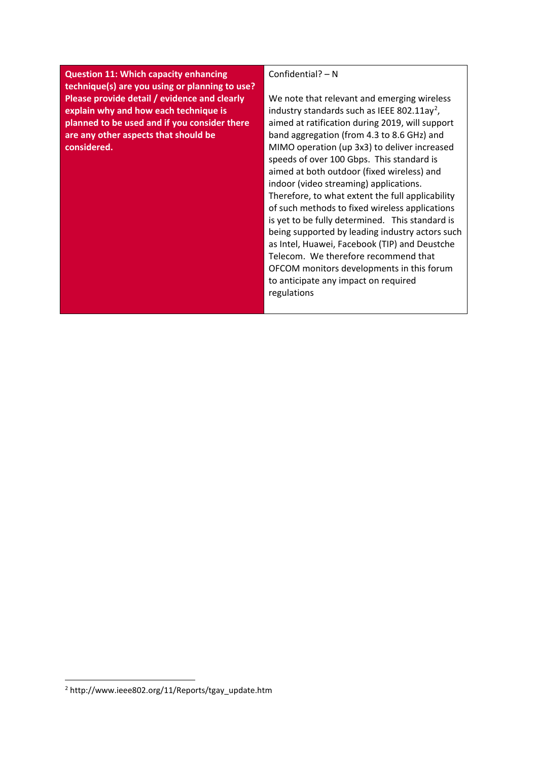| | |
|---|---|
| **Question 11: Which capacity enhancing technique(s) are you using or planning to use? Please provide detail / evidence and clearly explain why and how each technique is planned to be used and if you consider there are any other aspects that should be considered.** | Confidential? – N<br><br>We note that relevant and emerging wireless industry standards such as IEEE 802.11ay[2], aimed at ratification during 2019, will support band aggregation (from 4.3 to 8.6 GHz) and MIMO operation (up 3x3) to deliver increased speeds of over 100 Gbps. This standard is aimed at both outdoor (fixed wireless) and indoor (video streaming) applications. Therefore, to what extent the full applicability of such methods to fixed wireless applications is yet to be fully determined. This standard is being supported by leading industry actors such as Intel, Huawei, Facebook (TIP) and Deustche Telecom. We therefore recommend that OFCOM monitors developments in this forum to anticipate any impact on required regulations |

[2] http://www.ieee802.org/11/Reports/tgay_update.htm